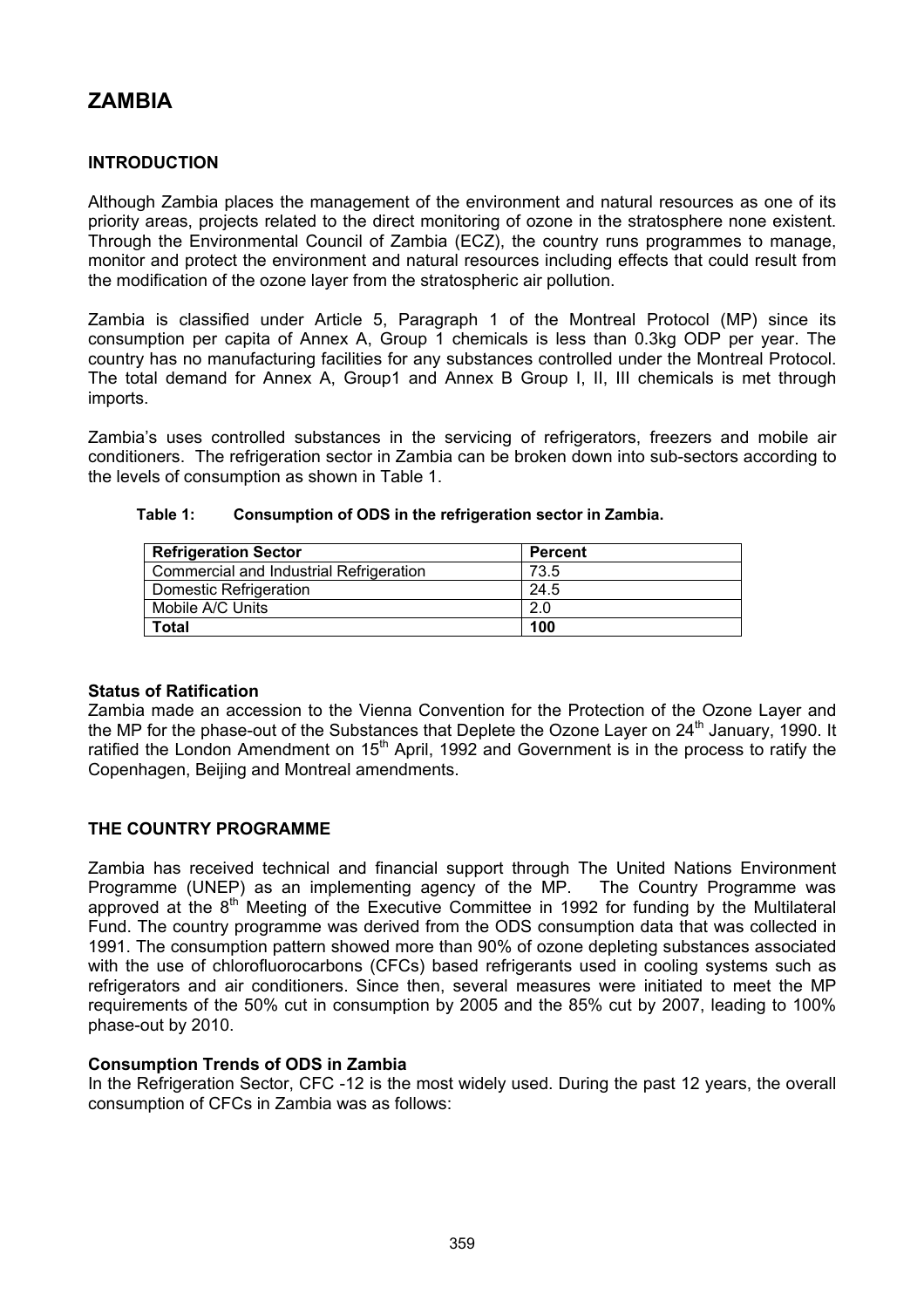# ZAMBIA

## INTRODUCTION

Although Zambia places the management of the environment and natural resources as one of its priority areas, projects related to the direct monitoring of ozone in the stratosphere none existent. Through the Environmental Council of Zambia (ECZ), the country runs programmes to manage, monitor and protect the environment and natural resources including effects that could result from the modification of the ozone layer from the stratospheric air pollution.

Zambia is classified under Article 5, Paragraph 1 of the Montreal Protocol (MP) since its consumption per capita of Annex A, Group 1 chemicals is less than 0.3kg ODP per year. The country has no manufacturing facilities for any substances controlled under the Montreal Protocol. The total demand for Annex A, Group1 and Annex B Group I, II, III chemicals is met through imports.

Zambia's uses controlled substances in the servicing of refrigerators, freezers and mobile air conditioners. The refrigeration sector in Zambia can be broken down into sub-sectors according to the levels of consumption as shown in Table 1.

**Table 1: Consumption of ODS in the refrigeration sector in Zambia.**

| Refrigeration Sector | Percent |
|---|---|
| Commercial and Industrial Refrigeration | 73.5 |
| Domestic Refrigeration | 24.5 |
| Mobile A/C Units | 2.0 |
| **Total** | **100** |

### Status of Ratification

Zambia made an accession to the Vienna Convention for the Protection of the Ozone Layer and the MP for the phase-out of the Substances that Deplete the Ozone Layer on 24th January, 1990. It ratified the London Amendment on 15th April, 1992 and Government is in the process to ratify the Copenhagen, Beijing and Montreal amendments.

## THE COUNTRY PROGRAMME

Zambia has received technical and financial support through The United Nations Environment Programme (UNEP) as an implementing agency of the MP. The Country Programme was approved at the 8th Meeting of the Executive Committee in 1992 for funding by the Multilateral Fund. The country programme was derived from the ODS consumption data that was collected in 1991. The consumption pattern showed more than 90% of ozone depleting substances associated with the use of chlorofluorocarbons (CFCs) based refrigerants used in cooling systems such as refrigerators and air conditioners. Since then, several measures were initiated to meet the MP requirements of the 50% cut in consumption by 2005 and the 85% cut by 2007, leading to 100% phase-out by 2010.

### Consumption Trends of ODS in Zambia

In the Refrigeration Sector, CFC -12 is the most widely used. During the past 12 years, the overall consumption of CFCs in Zambia was as follows: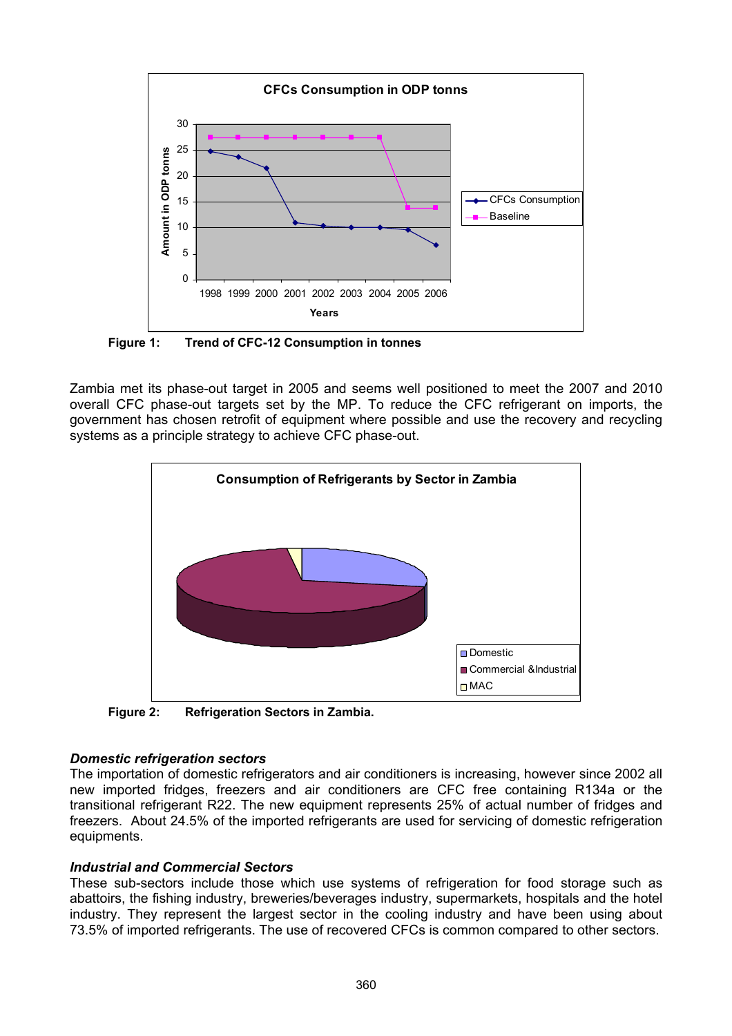Figure 1: Trend of CFC-12 Consumption in tonnes

Zambia met its phase-out target in 2005 and seems well positioned to meet the 2007 and 2010 overall CFC phase-out targets set by the MP. To reduce the CFC refrigerant on imports, the government has chosen retrofit of equipment where possible and use the recovery and recycling systems as a principle strategy to achieve CFC phase-out.

Figure 2: Refrigeration Sectors in Zambia.

### *Domestic refrigeration sectors*

The importation of domestic refrigerators and air conditioners is increasing, however since 2002 all new imported fridges, freezers and air conditioners are CFC free containing R134a or the transitional refrigerant R22. The new equipment represents 25% of actual number of fridges and freezers. About 24.5% of the imported refrigerants are used for servicing of domestic refrigeration equipments.

### *Industrial and Commercial Sectors*

These sub-sectors include those which use systems of refrigeration for food storage such as abattoirs, the fishing industry, breweries/beverages industry, supermarkets, hospitals and the hotel industry. They represent the largest sector in the cooling industry and have been using about 73.5% of imported refrigerants. The use of recovered CFCs is common compared to other sectors.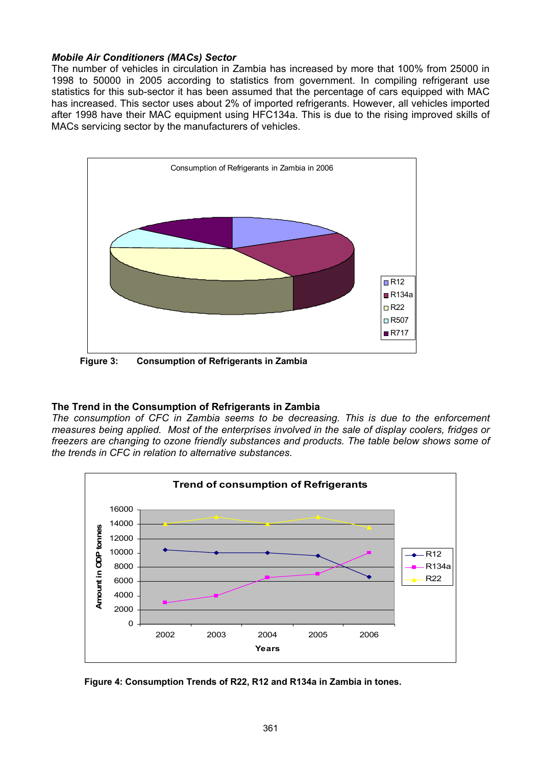### *Mobile Air Conditioners (MACs) Sector*

The number of vehicles in circulation in Zambia has increased by more that 100% from 25000 in 1998 to 50000 in 2005 according to statistics from government. In compiling refrigerant use statistics for this sub-sector it has been assumed that the percentage of cars equipped with MAC has increased. This sector uses about 2% of imported refrigerants. However, all vehicles imported after 1998 have their MAC equipment using HFC134a. This is due to the rising improved skills of MACs servicing sector by the manufacturers of vehicles.

**Figure 3: Consumption of Refrigerants in Zambia**

### The Trend in the Consumption of Refrigerants in Zambia

*The consumption of CFC in Zambia seems to be decreasing. This is due to the enforcement measures being applied. Most of the enterprises involved in the sale of display coolers, fridges or freezers are changing to ozone friendly substances and products. The table below shows some of the trends in CFC in relation to alternative substances.*

**Figure 4: Consumption Trends of R22, R12 and R134a in Zambia in tones.**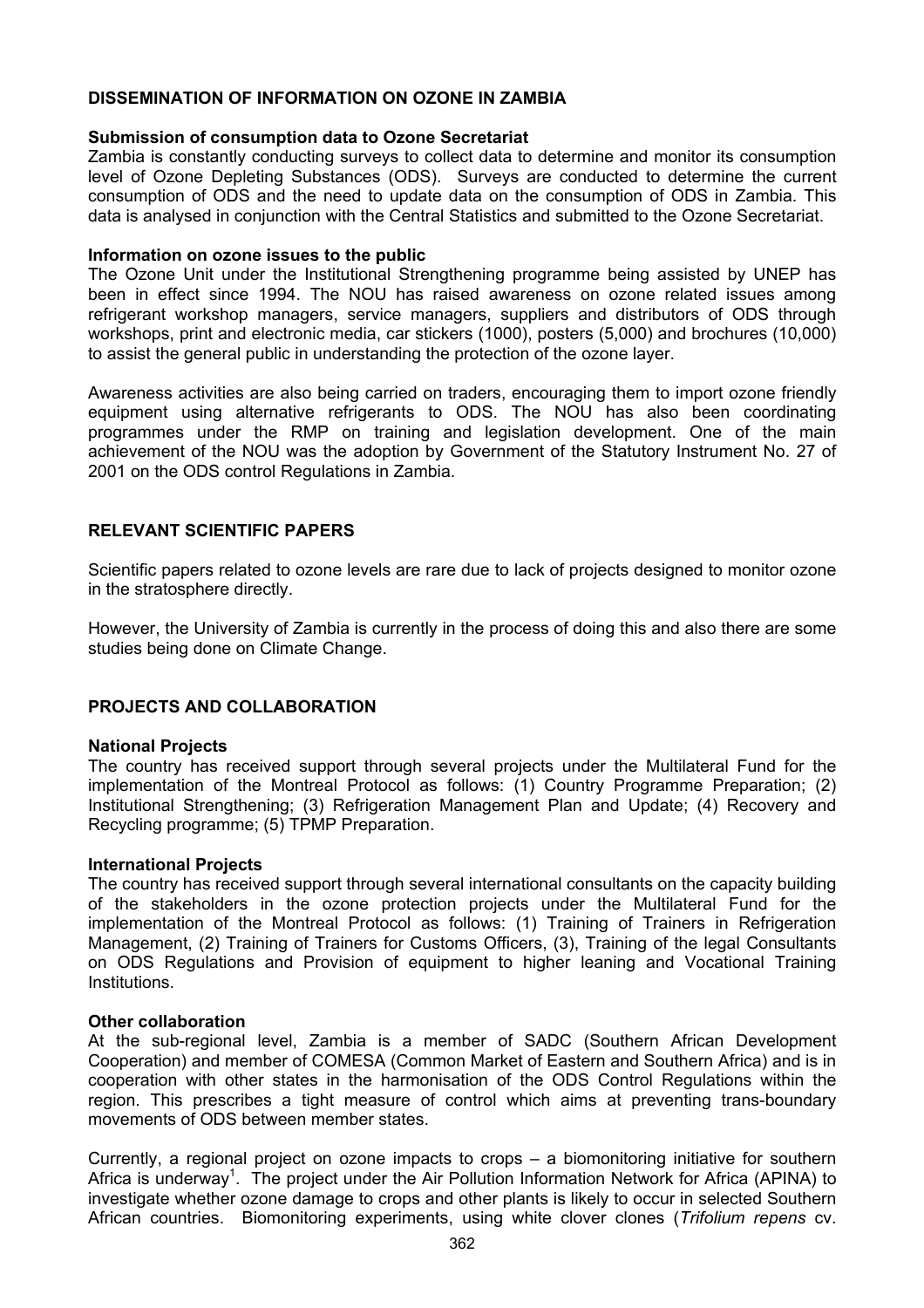## DISSEMINATION OF INFORMATION ON OZONE IN ZAMBIA

### Submission of consumption data to Ozone Secretariat

Zambia is constantly conducting surveys to collect data to determine and monitor its consumption level of Ozone Depleting Substances (ODS). Surveys are conducted to determine the current consumption of ODS and the need to update data on the consumption of ODS in Zambia. This data is analysed in conjunction with the Central Statistics and submitted to the Ozone Secretariat.

### Information on ozone issues to the public

The Ozone Unit under the Institutional Strengthening programme being assisted by UNEP has been in effect since 1994. The NOU has raised awareness on ozone related issues among refrigerant workshop managers, service managers, suppliers and distributors of ODS through workshops, print and electronic media, car stickers (1000), posters (5,000) and brochures (10,000) to assist the general public in understanding the protection of the ozone layer.

Awareness activities are also being carried on traders, encouraging them to import ozone friendly equipment using alternative refrigerants to ODS. The NOU has also been coordinating programmes under the RMP on training and legislation development. One of the main achievement of the NOU was the adoption by Government of the Statutory Instrument No. 27 of 2001 on the ODS control Regulations in Zambia.

## RELEVANT SCIENTIFIC PAPERS

Scientific papers related to ozone levels are rare due to lack of projects designed to monitor ozone in the stratosphere directly.

However, the University of Zambia is currently in the process of doing this and also there are some studies being done on Climate Change.

## PROJECTS AND COLLABORATION

### National Projects

The country has received support through several projects under the Multilateral Fund for the implementation of the Montreal Protocol as follows: (1) Country Programme Preparation; (2) Institutional Strengthening; (3) Refrigeration Management Plan and Update; (4) Recovery and Recycling programme; (5) TPMP Preparation.

### International Projects

The country has received support through several international consultants on the capacity building of the stakeholders in the ozone protection projects under the Multilateral Fund for the implementation of the Montreal Protocol as follows: (1) Training of Trainers in Refrigeration Management, (2) Training of Trainers for Customs Officers, (3), Training of the legal Consultants on ODS Regulations and Provision of equipment to higher leaning and Vocational Training Institutions.

### Other collaboration

At the sub-regional level, Zambia is a member of SADC (Southern African Development Cooperation) and member of COMESA (Common Market of Eastern and Southern Africa) and is in cooperation with other states in the harmonisation of the ODS Control Regulations within the region. This prescribes a tight measure of control which aims at preventing trans-boundary movements of ODS between member states.

Currently, a regional project on ozone impacts to crops – a biomonitoring initiative for southern Africa is underway[1]. The project under the Air Pollution Information Network for Africa (APINA) to investigate whether ozone damage to crops and other plants is likely to occur in selected Southern African countries. Biomonitoring experiments, using white clover clones (*Trifolium repens* cv.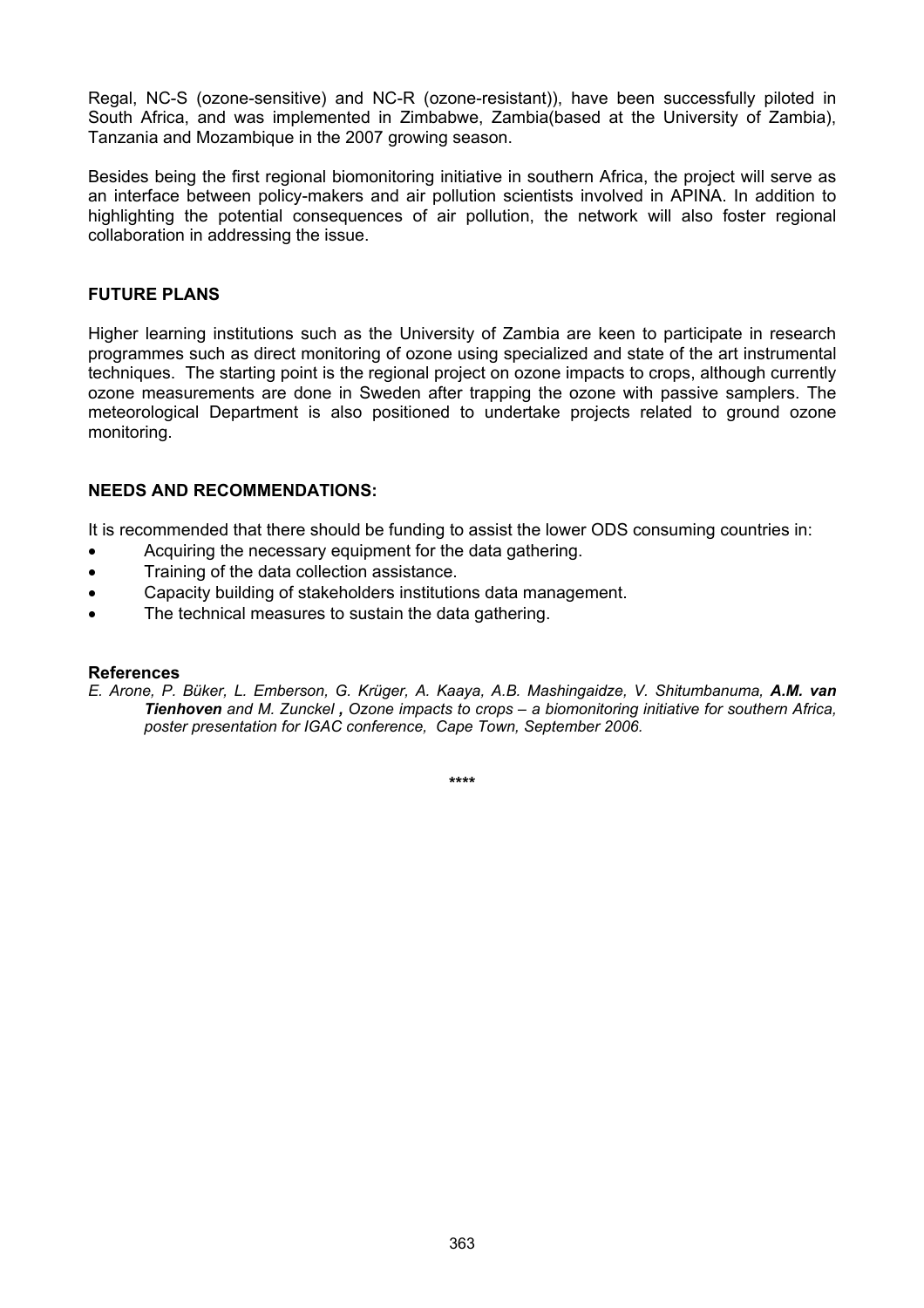Regal, NC-S (ozone-sensitive) and NC-R (ozone-resistant)), have been successfully piloted in South Africa, and was implemented in Zimbabwe, Zambia(based at the University of Zambia), Tanzania and Mozambique in the 2007 growing season.

Besides being the first regional biomonitoring initiative in southern Africa, the project will serve as an interface between policy-makers and air pollution scientists involved in APINA. In addition to highlighting the potential consequences of air pollution, the network will also foster regional collaboration in addressing the issue.

## FUTURE PLANS

Higher learning institutions such as the University of Zambia are keen to participate in research programmes such as direct monitoring of ozone using specialized and state of the art instrumental techniques. The starting point is the regional project on ozone impacts to crops, although currently ozone measurements are done in Sweden after trapping the ozone with passive samplers. The meteorological Department is also positioned to undertake projects related to ground ozone monitoring.

## NEEDS AND RECOMMENDATIONS:

It is recommended that there should be funding to assist the lower ODS consuming countries in:

- Acquiring the necessary equipment for the data gathering.
- Training of the data collection assistance.
- Capacity building of stakeholders institutions data management.
- The technical measures to sustain the data gathering.

### References

*E. Arone, P. Büker, L. Emberson, G. Krüger, A. Kaaya, A.B. Mashingaidze, V. Shitumbanuma, **A.M. van Tienhoven** and M. Zunckel **,** Ozone impacts to crops – a biomonitoring initiative for southern Africa, poster presentation for IGAC conference, Cape Town, September 2006.*

\*\*\*\*